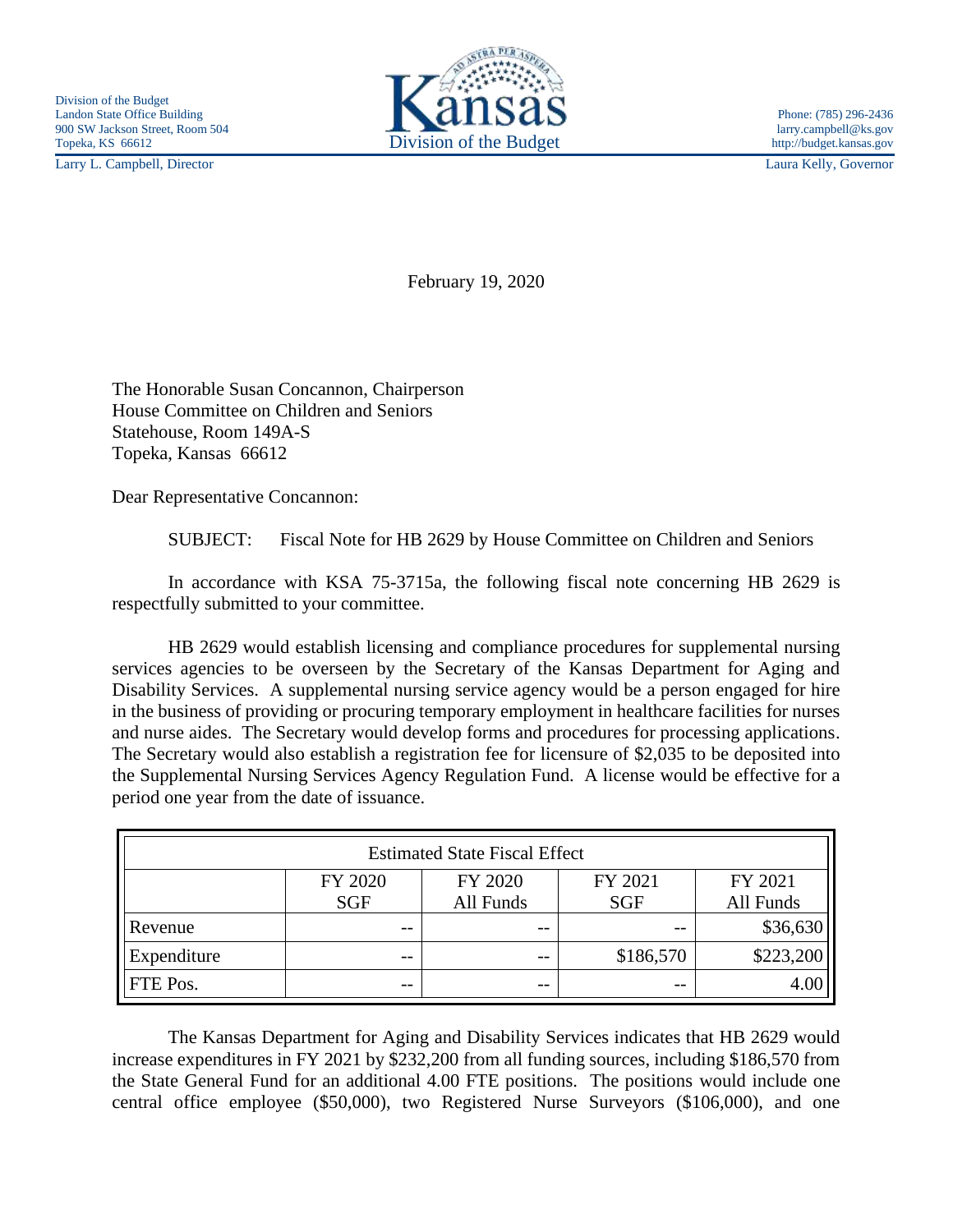Division of the Budget
Landon State Office Building
900 SW Jackson Street, Room 504
Topeka, KS 66612
Larry L. Campbell, Director

Kansas
Division of the Budget

Phone: (785) 296-2436
larry.campbell@ks.gov
http://budget.kansas.gov
Laura Kelly, Governor

February 19, 2020

The Honorable Susan Concannon, Chairperson
House Committee on Children and Seniors
Statehouse, Room 149A-S
Topeka, Kansas 66612

Dear Representative Concannon:

SUBJECT: Fiscal Note for HB 2629 by House Committee on Children and Seniors

In accordance with KSA 75-3715a, the following fiscal note concerning HB 2629 is respectfully submitted to your committee.

HB 2629 would establish licensing and compliance procedures for supplemental nursing services agencies to be overseen by the Secretary of the Kansas Department for Aging and Disability Services. A supplemental nursing service agency would be a person engaged for hire in the business of providing or procuring temporary employment in healthcare facilities for nurses and nurse aides. The Secretary would develop forms and procedures for processing applications. The Secretary would also establish a registration fee for licensure of $2,035 to be deposited into the Supplemental Nursing Services Agency Regulation Fund. A license would be effective for a period one year from the date of issuance.

| Estimated State Fiscal Effect | | | | |
|---|---|---|---|---|
| | FY 2020 SGF | FY 2020 All Funds | FY 2021 SGF | FY 2021 All Funds |
| Revenue | -- | -- | -- | $36,630 |
| Expenditure | -- | -- | $186,570 | $223,200 |
| FTE Pos. | -- | -- | -- | 4.00 |

The Kansas Department for Aging and Disability Services indicates that HB 2629 would increase expenditures in FY 2021 by $232,200 from all funding sources, including $186,570 from the State General Fund for an additional 4.00 FTE positions. The positions would include one central office employee ($50,000), two Registered Nurse Surveyors ($106,000), and one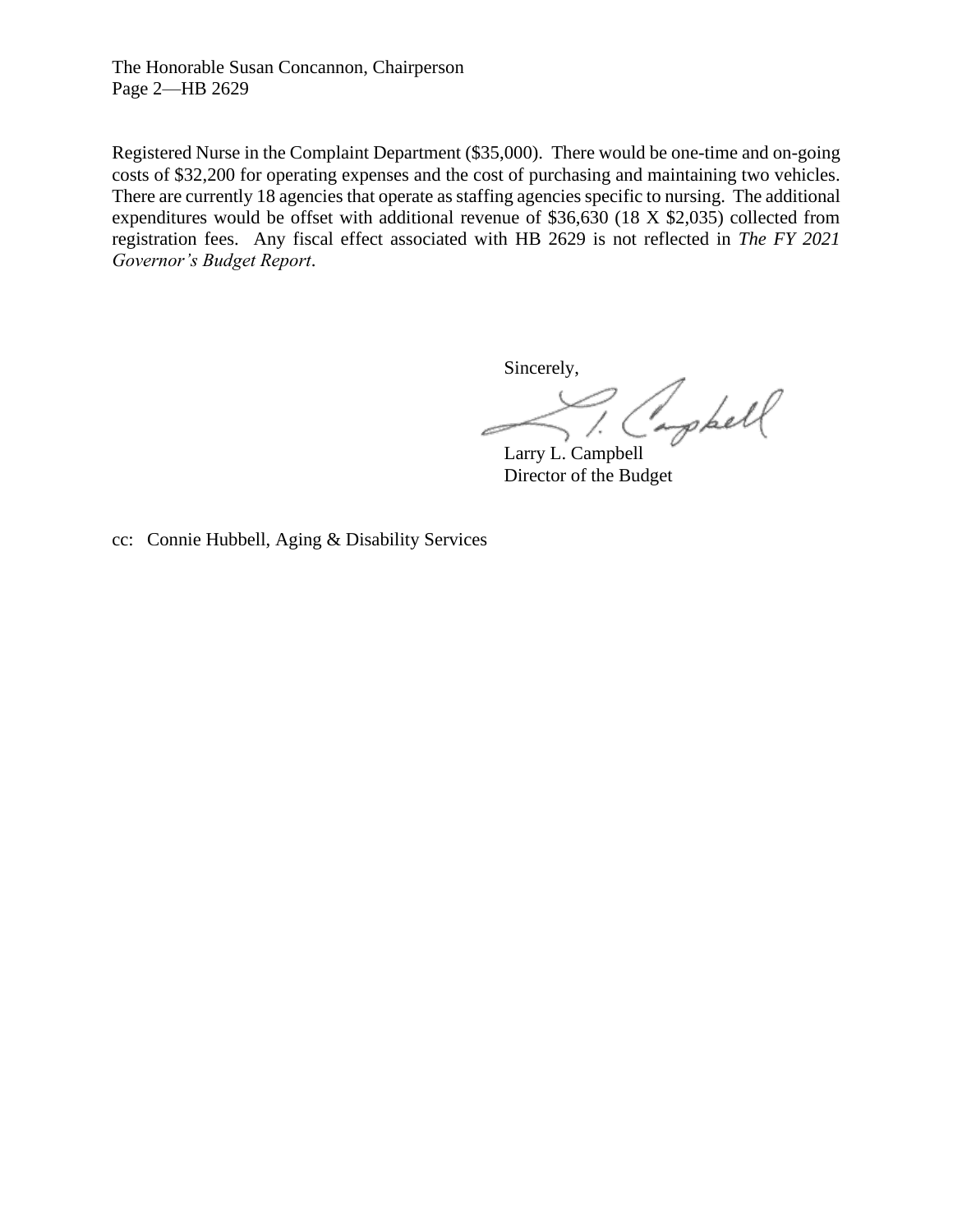Registered Nurse in the Complaint Department ($35,000). There would be one-time and on-going costs of $32,200 for operating expenses and the cost of purchasing and maintaining two vehicles. There are currently 18 agencies that operate as staffing agencies specific to nursing. The additional expenditures would be offset with additional revenue of $36,630 (18 X $2,035) collected from registration fees. Any fiscal effect associated with HB 2629 is not reflected in *The FY 2021 Governor's Budget Report*.

Sincerely,

Larry L. Campbell
Director of the Budget

cc: Connie Hubbell, Aging & Disability Services